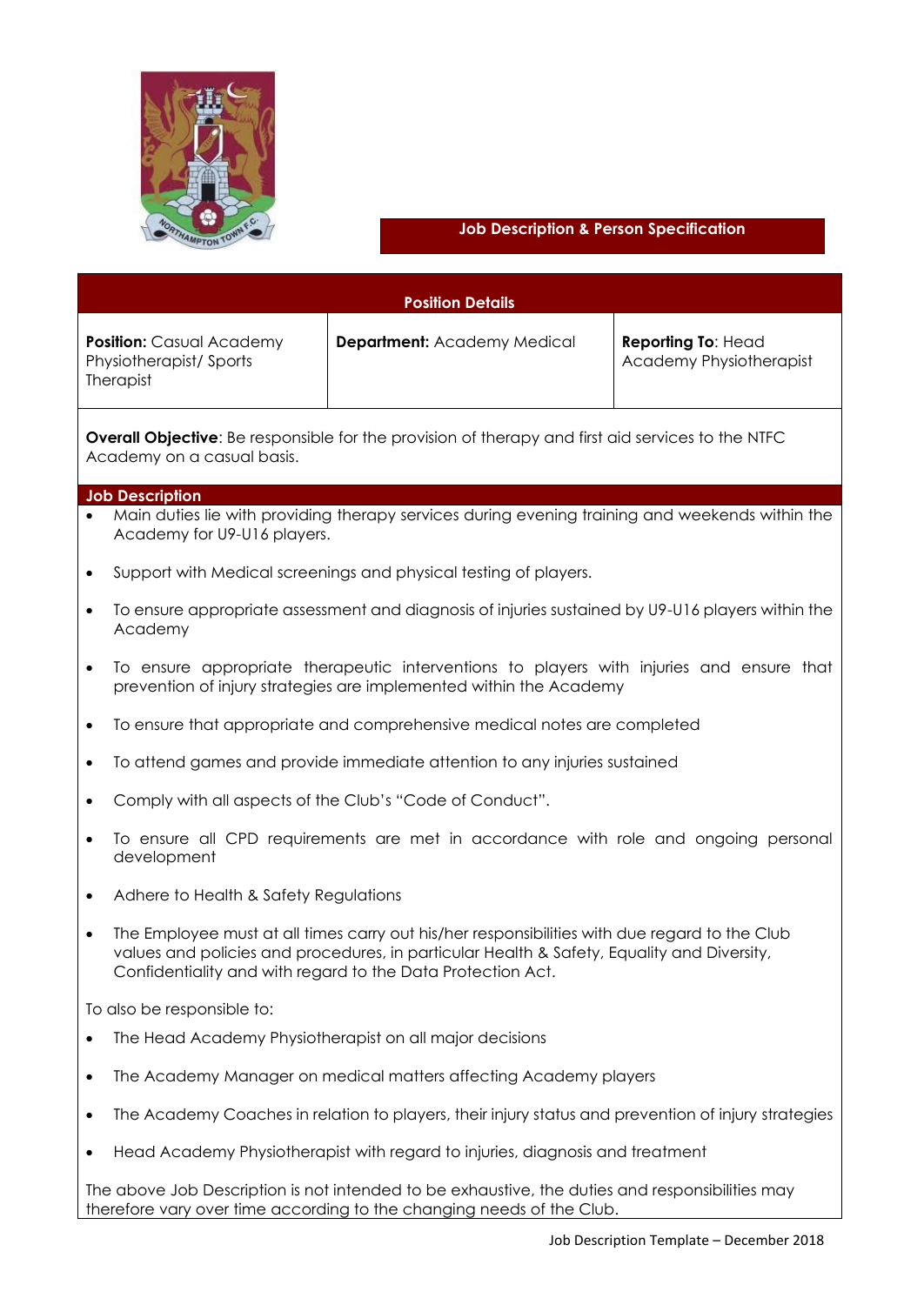## Job Description & Person Specification

| Position Details | | |
|---|---|---|
| **Position:** Casual Academy Physiotherapist/ Sports Therapist | **Department:** Academy Medical | **Reporting To**: Head Academy Physiotherapist |

**Overall Objective**: Be responsible for the provision of therapy and first aid services to the NTFC Academy on a casual basis.

### Job Description

- Main duties lie with providing therapy services during evening training and weekends within the Academy for U9-U16 players.
- Support with Medical screenings and physical testing of players.
- To ensure appropriate assessment and diagnosis of injuries sustained by U9-U16 players within the Academy
- To ensure appropriate therapeutic interventions to players with injuries and ensure that prevention of injury strategies are implemented within the Academy
- To ensure that appropriate and comprehensive medical notes are completed
- To attend games and provide immediate attention to any injuries sustained
- Comply with all aspects of the Club's "Code of Conduct".
- To ensure all CPD requirements are met in accordance with role and ongoing personal development
- Adhere to Health & Safety Regulations
- The Employee must at all times carry out his/her responsibilities with due regard to the Club values and policies and procedures, in particular Health & Safety, Equality and Diversity, Confidentiality and with regard to the Data Protection Act.

To also be responsible to:

- The Head Academy Physiotherapist on all major decisions
- The Academy Manager on medical matters affecting Academy players
- The Academy Coaches in relation to players, their injury status and prevention of injury strategies
- Head Academy Physiotherapist with regard to injuries, diagnosis and treatment

The above Job Description is not intended to be exhaustive, the duties and responsibilities may therefore vary over time according to the changing needs of the Club.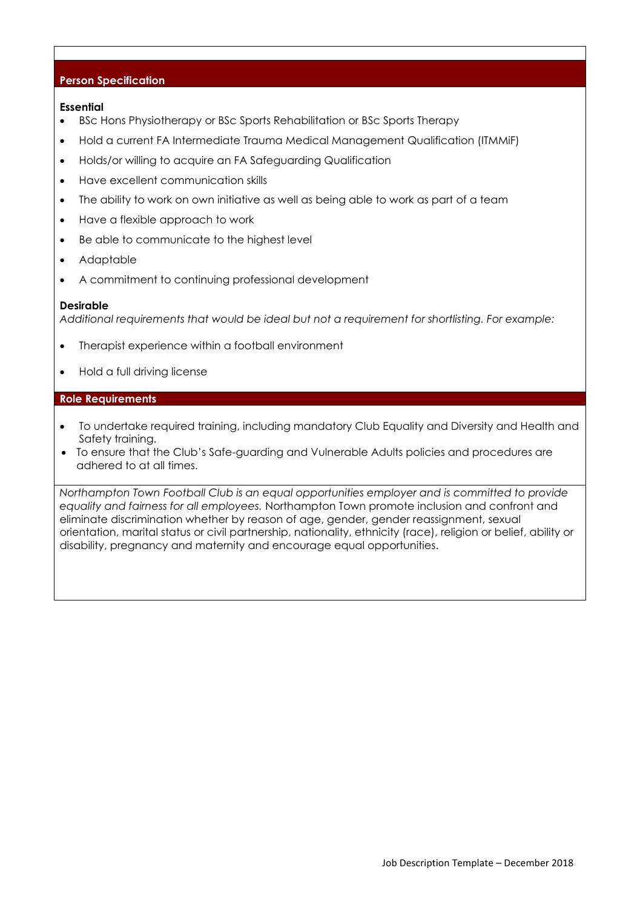## Person Specification

**Essential**

- BSc Hons Physiotherapy or BSc Sports Rehabilitation or BSc Sports Therapy
- Hold a current FA Intermediate Trauma Medical Management Qualification (ITMMiF)
- Holds/or willing to acquire an FA Safeguarding Qualification
- Have excellent communication skills
- The ability to work on own initiative as well as being able to work as part of a team
- Have a flexible approach to work
- Be able to communicate to the highest level
- Adaptable
- A commitment to continuing professional development

**Desirable**

*Additional requirements that would be ideal but not a requirement for shortlisting. For example:*

- Therapist experience within a football environment
- Hold a full driving license

## Role Requirements

- To undertake required training, including mandatory Club Equality and Diversity and Health and Safety training.
- To ensure that the Club's Safe-guarding and Vulnerable Adults policies and procedures are adhered to at all times.

*Northampton Town Football Club is an equal opportunities employer and is committed to provide equality and fairness for all employees.* Northampton Town promote inclusion and confront and eliminate discrimination whether by reason of age, gender, gender reassignment, sexual orientation, marital status or civil partnership, nationality, ethnicity (race), religion or belief, ability or disability, pregnancy and maternity and encourage equal opportunities.